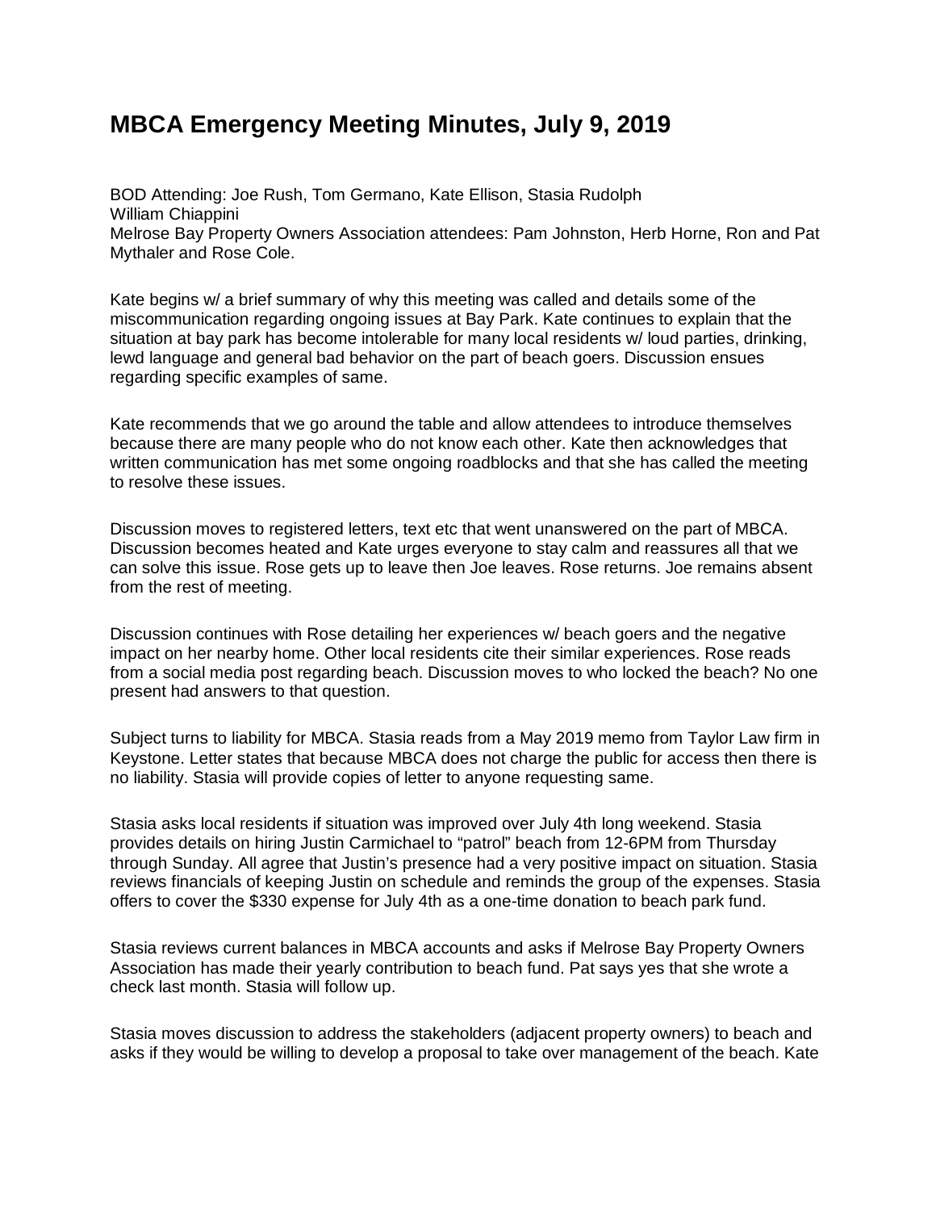# MBCA Emergency Meeting Minutes, July 9, 2019

BOD Attending: Joe Rush, Tom Germano, Kate Ellison, Stasia Rudolph
William Chiappini
Melrose Bay Property Owners Association attendees: Pam Johnston, Herb Horne, Ron and Pat Mythaler and Rose Cole.

Kate begins w/ a brief summary of why this meeting was called and details some of the miscommunication regarding ongoing issues at Bay Park. Kate continues to explain that the situation at bay park has become intolerable for many local residents w/ loud parties, drinking, lewd language and general bad behavior on the part of beach goers. Discussion ensues regarding specific examples of same.

Kate recommends that we go around the table and allow attendees to introduce themselves because there are many people who do not know each other. Kate then acknowledges that written communication has met some ongoing roadblocks and that she has called the meeting to resolve these issues.

Discussion moves to registered letters, text etc that went unanswered on the part of MBCA. Discussion becomes heated and Kate urges everyone to stay calm and reassures all that we can solve this issue. Rose gets up to leave then Joe leaves. Rose returns. Joe remains absent from the rest of meeting.

Discussion continues with Rose detailing her experiences w/ beach goers and the negative impact on her nearby home. Other local residents cite their similar experiences. Rose reads from a social media post regarding beach. Discussion moves to who locked the beach? No one present had answers to that question.

Subject turns to liability for MBCA. Stasia reads from a May 2019 memo from Taylor Law firm in Keystone. Letter states that because MBCA does not charge the public for access then there is no liability. Stasia will provide copies of letter to anyone requesting same.

Stasia asks local residents if situation was improved over July 4th long weekend. Stasia provides details on hiring Justin Carmichael to "patrol" beach from 12-6PM from Thursday through Sunday. All agree that Justin's presence had a very positive impact on situation. Stasia reviews financials of keeping Justin on schedule and reminds the group of the expenses. Stasia offers to cover the $330 expense for July 4th as a one-time donation to beach park fund.

Stasia reviews current balances in MBCA accounts and asks if Melrose Bay Property Owners Association has made their yearly contribution to beach fund. Pat says yes that she wrote a check last month. Stasia will follow up.

Stasia moves discussion to address the stakeholders (adjacent property owners) to beach and asks if they would be willing to develop a proposal to take over management of the beach. Kate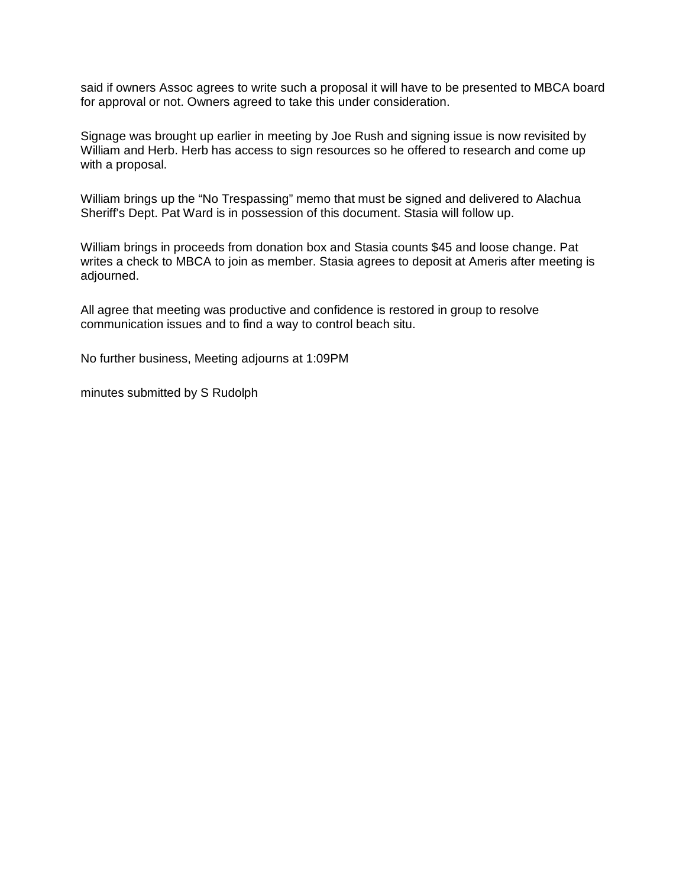said if owners Assoc agrees to write such a proposal it will have to be presented to MBCA board for approval or not. Owners agreed to take this under consideration.

Signage was brought up earlier in meeting by Joe Rush and signing issue is now revisited by William and Herb. Herb has access to sign resources so he offered to research and come up with a proposal.

William brings up the “No Trespassing” memo that must be signed and delivered to Alachua Sheriff’s Dept. Pat Ward is in possession of this document. Stasia will follow up.

William brings in proceeds from donation box and Stasia counts $45 and loose change. Pat writes a check to MBCA to join as member. Stasia agrees to deposit at Ameris after meeting is adjourned.

All agree that meeting was productive and confidence is restored in group to resolve communication issues and to find a way to control beach situ.

No further business, Meeting adjourns at 1:09PM

minutes submitted by S Rudolph